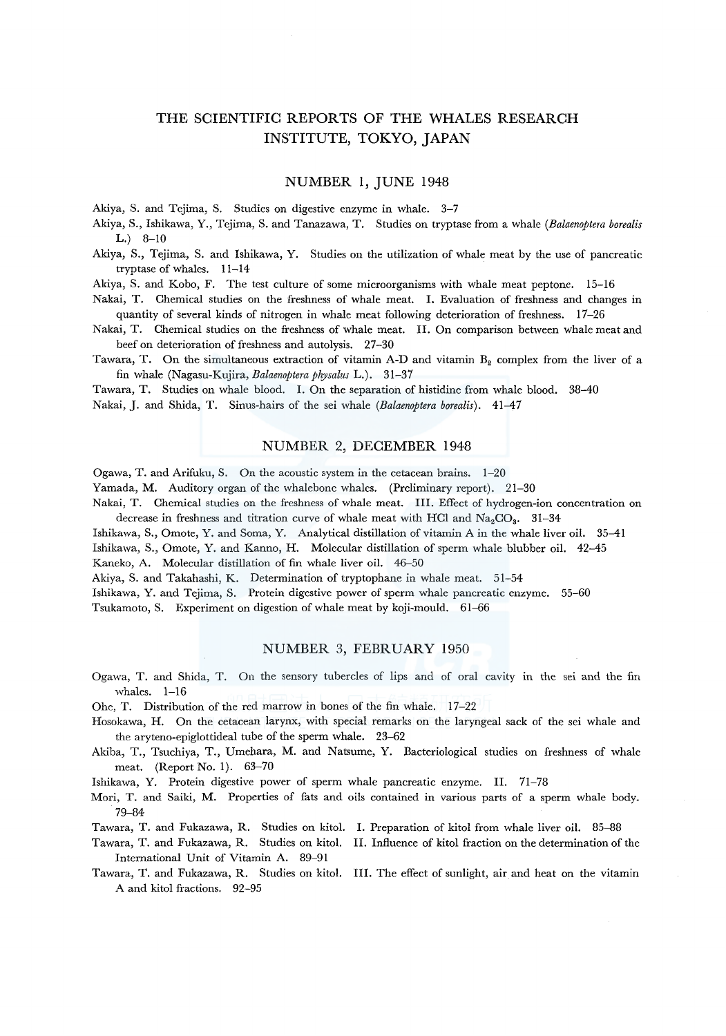# THE SCIENTIFIC REPORTS OF THE WHALES RESEARCH INSTITUTE, TOKYO, JAPAN

## NUMBER 1, JUNE 1948

Akiya, S. and Tejima, S. Studies on digestive enzyme in whale. 3–7

Akiya, S., Ishikawa, Y., Tejima, S. and Tanazawa, T. Studies on tryptase from a whale (*Balaenoptera borealis* L.) 8–10

Akiya, S., Tejima, S. and Ishikawa, Y. Studies on the utilization of whale meat by the use of pancreatic tryptase of whales. 11–14

Akiya, S. and Kobo, F. The test culture of some microorganisms with whale meat peptone. 15–16

Nakai, T. Chemical studies on the freshness of whale meat. I. Evaluation of freshness and changes in quantity of several kinds of nitrogen in whale meat following deterioration of freshness. 17–26

Nakai, T. Chemical studies on the freshness of whale meat. II. On comparison between whale meat and beef on deterioration of freshness and autolysis. 27–30

Tawara, T. On the simultaneous extraction of vitamin A-D and vitamin $B_2$ complex from the liver of a fin whale (Nagasu-Kujira, *Balaenoptera physalus* L.). 31–37

Tawara, T. Studies on whale blood. I. On the separation of histidine from whale blood. 38–40

Nakai, J. and Shida, T. Sinus-hairs of the sei whale (*Balaenoptera borealis*). 41–47

## NUMBER 2, DECEMBER 1948

Ogawa, T. and Arifuku, S. On the acoustic system in the cetacean brains. 1–20

Yamada, M. Auditory organ of the whalebone whales. (Preliminary report). 21–30

Nakai, T. Chemical studies on the freshness of whale meat. III. Effect of hydrogen-ion concentration on decrease in freshness and titration curve of whale meat with HCl and $Na_2CO_3$. 31–34

Ishikawa, S., Omote, Y. and Soma, Y. Analytical distillation of vitamin A in the whale liver oil. 35–41

Ishikawa, S., Omote, Y. and Kanno, H. Molecular distillation of sperm whale blubber oil. 42–45

Kaneko, A. Molecular distillation of fin whale liver oil. 46–50

Akiya, S. and Takahashi, K. Determination of tryptophane in whale meat. 51–54

Ishikawa, Y. and Tejima, S. Protein digestive power of sperm whale pancreatic enzyme. 55–60

Tsukamoto, S. Experiment on digestion of whale meat by koji-mould. 61–66

## NUMBER 3, FEBRUARY 1950

Ogawa, T. and Shida, T. On the sensory tubercles of lips and of oral cavity in the sei and the fin whales. 1–16

Ohe, T. Distribution of the red marrow in bones of the fin whale. 17–22

Hosokawa, H. On the cetacean larynx, with special remarks on the laryngeal sack of the sei whale and the aryteno-epiglottideal tube of the sperm whale. 23–62

Akiba, T., Tsuchiya, T., Umehara, M. and Natsume, Y. Bacteriological studies on freshness of whale meat. (Report No. 1). 63–70

Ishikawa, Y. Protein digestive power of sperm whale pancreatic enzyme. II. 71–78

Mori, T. and Saiki, M. Properties of fats and oils contained in various parts of a sperm whale body. 79–84

Tawara, T. and Fukazawa, R. Studies on kitol. I. Preparation of kitol from whale liver oil. 85–88

Tawara, T. and Fukazawa, R. Studies on kitol. II. Influence of kitol fraction on the determination of the International Unit of Vitamin A. 89–91

Tawara, T. and Fukazawa, R. Studies on kitol. III. The effect of sunlight, air and heat on the vitamin A and kitol fractions. 92–95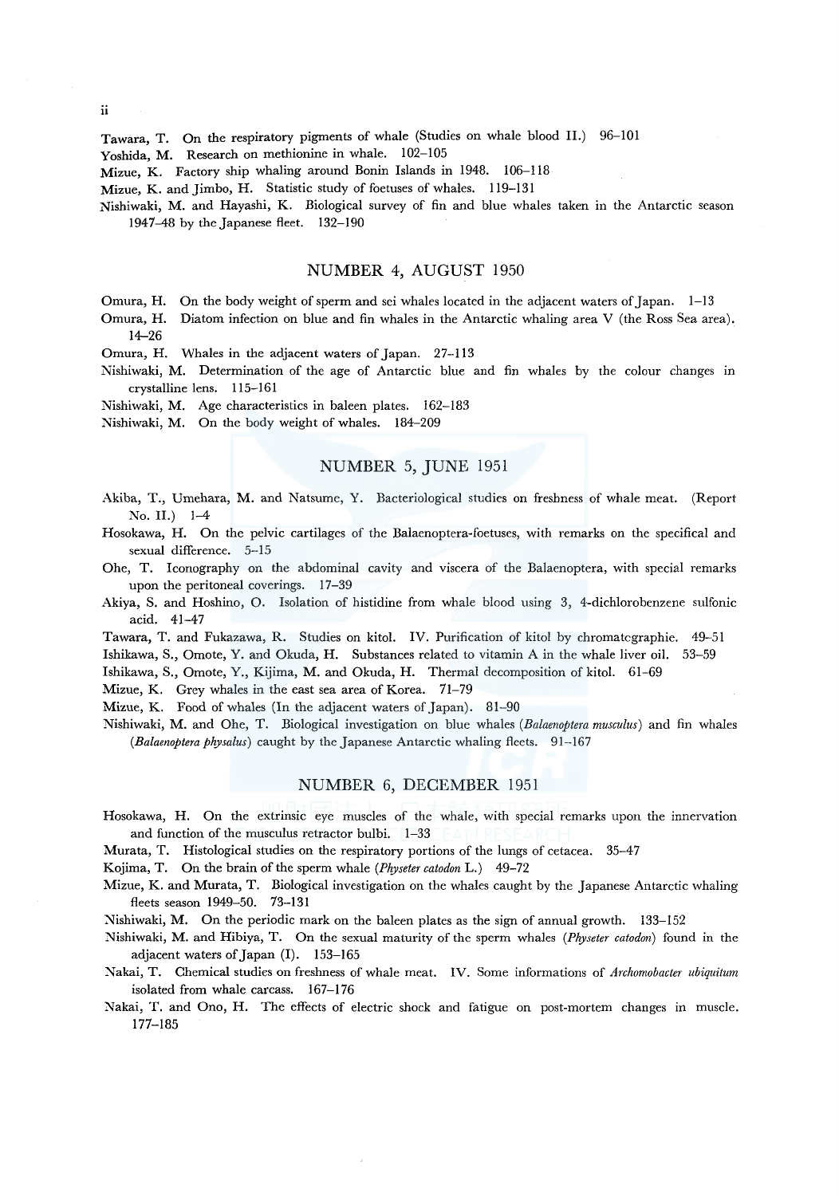Tawara, T. On the respiratory pigments of whale (Studies on whale blood II.) 96–101

Yoshida, M. Research on methionine in whale. 102–105

Mizue, K. Factory ship whaling around Bonin Islands in 1948. 106–118

Mizue, K. and Jimbo, H. Statistic study of foetuses of whales. 119–131

Nishiwaki, M. and Hayashi, K. Biological survey of fin and blue whales taken in the Antarctic season 1947–48 by the Japanese fleet. 132–190

## NUMBER 4, AUGUST 1950

Omura, H. On the body weight of sperm and sei whales located in the adjacent waters of Japan. 1–13

Omura, H. Diatom infection on blue and fin whales in the Antarctic whaling area V (the Ross Sea area). 14–26

Omura, H. Whales in the adjacent waters of Japan. 27–113

Nishiwaki, M. Determination of the age of Antarctic blue and fin whales by the colour changes in crystalline lens. 115–161

Nishiwaki, M. Age characteristics in baleen plates. 162–183

Nishiwaki, M. On the body weight of whales. 184–209

## NUMBER 5, JUNE 1951

Akiba, T., Umehara, M. and Natsume, Y. Bacteriological studies on freshness of whale meat. (Report No. II.) 1–4

Hosokawa, H. On the pelvic cartilages of the Balaenoptera-foetuses, with remarks on the specifical and sexual difference. 5–15

Ohe, T. Iconography on the abdominal cavity and viscera of the Balaenoptera, with special remarks upon the peritoneal coverings. 17–39

Akiya, S. and Hoshino, O. Isolation of histidine from whale blood using 3, 4-dichlorobenzene sulfonic acid. 41–47

Tawara, T. and Fukazawa, R. Studies on kitol. IV. Purification of kitol by chromatographie. 49–51

Ishikawa, S., Omote, Y. and Okuda, H. Substances related to vitamin A in the whale liver oil. 53–59

Ishikawa, S., Omote, Y., Kijima, M. and Okuda, H. Thermal decomposition of kitol. 61–69

Mizue, K. Grey whales in the east sea area of Korea. 71–79

Mizue, K. Food of whales (In the adjacent waters of Japan). 81–90

Nishiwaki, M. and Ohe, T. Biological investigation on blue whales (*Balaenoptera musculus*) and fin whales (*Balaenoptera physalus*) caught by the Japanese Antarctic whaling fleets. 91–167

## NUMBER 6, DECEMBER 1951

Hosokawa, H. On the extrinsic eye muscles of the whale, with special remarks upon the innervation and function of the musculus retractor bulbi. 1–33

Murata, T. Histological studies on the respiratory portions of the lungs of cetacea. 35–47

Kojima, T. On the brain of the sperm whale (*Physeter catodon* L.) 49–72

Mizue, K. and Murata, T. Biological investigation on the whales caught by the Japanese Antarctic whaling fleets season 1949–50. 73–131

Nishiwaki, M. On the periodic mark on the baleen plates as the sign of annual growth. 133–152

Nishiwaki, M. and Hibiya, T. On the sexual maturity of the sperm whales (*Physeter catodon*) found in the adjacent waters of Japan (I). 153–165

Nakai, T. Chemical studies on freshness of whale meat. IV. Some informations of *Archomobacter ubiquitum* isolated from whale carcass. 167–176

Nakai, T. and Ono, H. The effects of electric shock and fatigue on post-mortem changes in muscle. 177–185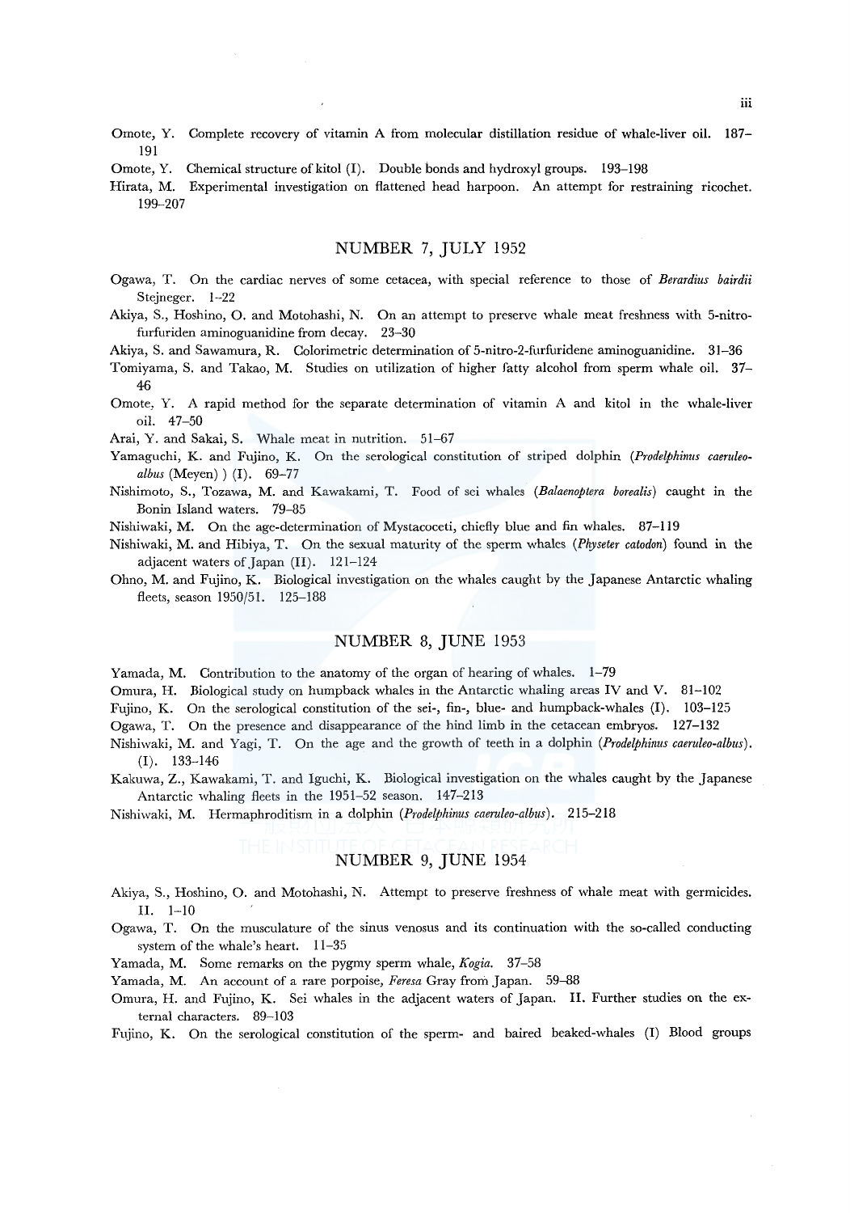Omote, Y. Complete recovery of vitamin A from molecular distillation residue of whale-liver oil. 187–191

Omote, Y. Chemical structure of kitol (I). Double bonds and hydroxyl groups. 193–198

Hirata, M. Experimental investigation on flattened head harpoon. An attempt for restraining ricochet. 199–207

## NUMBER 7, JULY 1952

Ogawa, T. On the cardiac nerves of some cetacea, with special reference to those of *Berardius bairdii* Stejneger. 1–22

Akiya, S., Hoshino, O. and Motohashi, N. On an attempt to preserve whale meat freshness with 5-nitro-furfuriden aminoguanidine from decay. 23–30

Akiya, S. and Sawamura, R. Colorimetric determination of 5-nitro-2-furfuridene aminoguanidine. 31–36

Tomiyama, S. and Takao, M. Studies on utilization of higher fatty alcohol from sperm whale oil. 37–46

Omote, Y. A rapid method for the separate determination of vitamin A and kitol in the whale-liver oil. 47–50

Arai, Y. and Sakai, S. Whale meat in nutrition. 51–67

Yamaguchi, K. and Fujino, K. On the serological constitution of striped dolphin (*Prodelphinus caeruleo-albus* (Meyen) ) (I). 69–77

Nishimoto, S., Tozawa, M. and Kawakami, T. Food of sei whales (*Balaenoptera borealis*) caught in the Bonin Island waters. 79–85

Nishiwaki, M. On the age-determination of Mystacoceti, chiefly blue and fin whales. 87–119

Nishiwaki, M. and Hibiya, T. On the sexual maturity of the sperm whales (*Physeter catodon*) found in the adjacent waters of Japan (II). 121–124

Ohno, M. and Fujino, K. Biological investigation on the whales caught by the Japanese Antarctic whaling fleets, season 1950/51. 125–188

## NUMBER 8, JUNE 1953

Yamada, M. Contribution to the anatomy of the organ of hearing of whales. 1–79

Omura, H. Biological study on humpback whales in the Antarctic whaling areas IV and V. 81–102

Fujino, K. On the serological constitution of the sei-, fin-, blue- and humpback-whales (I). 103–125

Ogawa, T. On the presence and disappearance of the hind limb in the cetacean embryos. 127–132

Nishiwaki, M. and Yagi, T. On the age and the growth of teeth in a dolphin (*Prodelphinus caeruleo-albus*). (I). 133–146

Kakuwa, Z., Kawakami, T. and Iguchi, K. Biological investigation on the whales caught by the Japanese Antarctic whaling fleets in the 1951–52 season. 147–213

Nishiwaki, M. Hermaphroditism in a dolphin (*Prodelphinus caeruleo-albus*). 215–218

## NUMBER 9, JUNE 1954

Akiya, S., Hoshino, O. and Motohashi, N. Attempt to preserve freshness of whale meat with germicides. II. 1–10

Ogawa, T. On the musculature of the sinus venosus and its continuation with the so-called conducting system of the whale's heart. 11–35

Yamada, M. Some remarks on the pygmy sperm whale, *Kogia*. 37–58

Yamada, M. An account of a rare porpoise, *Feresa* Gray from Japan. 59–88

Omura, H. and Fujino, K. Sei whales in the adjacent waters of Japan. II. Further studies on the external characters. 89–103

Fujino, K. On the serological constitution of the sperm- and baired beaked-whales (I) Blood groups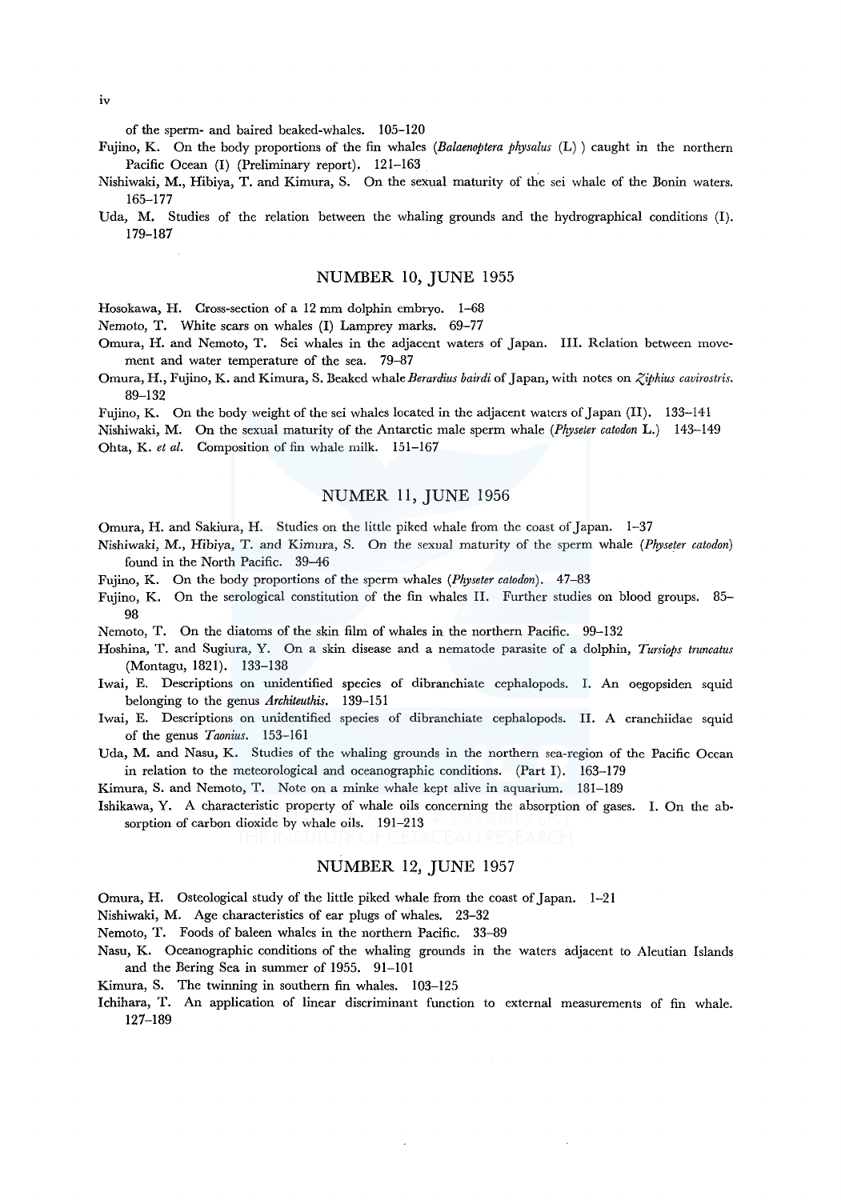of the sperm- and baired beaked-whales. 105–120

Fujino, K. On the body proportions of the fin whales (*Balaenoptera physalus* (L)) caught in the northern Pacific Ocean (I) (Preliminary report). 121–163

Nishiwaki, M., Hibiya, T. and Kimura, S. On the sexual maturity of the sei whale of the Bonin waters. 165–177

Uda, M. Studies of the relation between the whaling grounds and the hydrographical conditions (I). 179–187

## NUMBER 10, JUNE 1955

Hosokawa, H. Cross-section of a 12 mm dolphin embryo. 1–68

Nemoto, T. White scars on whales (I) Lamprey marks. 69–77

Omura, H. and Nemoto, T. Sei whales in the adjacent waters of Japan. III. Relation between movement and water temperature of the sea. 79–87

Omura, H., Fujino, K. and Kimura, S. Beaked whale *Berardius bairdi* of Japan, with notes on *Ziphius cavirostris*. 89–132

Fujino, K. On the body weight of the sei whales located in the adjacent waters of Japan (II). 133–141

Nishiwaki, M. On the sexual maturity of the Antarctic male sperm whale (*Physeter catodon* L.) 143–149

Ohta, K. *et al.* Composition of fin whale milk. 151–167

## NUMER 11, JUNE 1956

Omura, H. and Sakiura, H. Studies on the little piked whale from the coast of Japan. 1–37

Nishiwaki, M., Hibiya, T. and Kimura, S. On the sexual maturity of the sperm whale (*Physeter catodon*) found in the North Pacific. 39–46

Fujino, K. On the body proportions of the sperm whales (*Physeter catodon*). 47–83

Fujino, K. On the serological constitution of the fin whales II. Further studies on blood groups. 85–98

Nemoto, T. On the diatoms of the skin film of whales in the northern Pacific. 99–132

Hoshina, T. and Sugiura, Y. On a skin disease and a nematode parasite of a dolphin, *Tursiops truncatus* (Montagu, 1821). 133–138

Iwai, E. Descriptions on unidentified species of dibranchiate cephalopods. I. An oegopsiden squid belonging to the genus *Architeuthis*. 139–151

Iwai, E. Descriptions on unidentified species of dibranchiate cephalopods. II. A cranchiidae squid of the genus *Taonius*. 153–161

Uda, M. and Nasu, K. Studies of the whaling grounds in the northern sea-region of the Pacific Ocean in relation to the meteorological and oceanographic conditions. (Part I). 163–179

Kimura, S. and Nemoto, T. Note on a minke whale kept alive in aquarium. 181–189

Ishikawa, Y. A characteristic property of whale oils concerning the absorption of gases. I. On the absorption of carbon dioxide by whale oils. 191–213

## NUMBER 12, JUNE 1957

Omura, H. Osteological study of the little piked whale from the coast of Japan. 1–21

Nishiwaki, M. Age characteristics of ear plugs of whales. 23–32

Nemoto, T. Foods of baleen whales in the northern Pacific. 33–89

Nasu, K. Oceanographic conditions of the whaling grounds in the waters adjacent to Aleutian Islands and the Bering Sea in summer of 1955. 91–101

Kimura, S. The twinning in southern fin whales. 103–125

Ichihara, T. An application of linear discriminant function to external measurements of fin whale. 127–189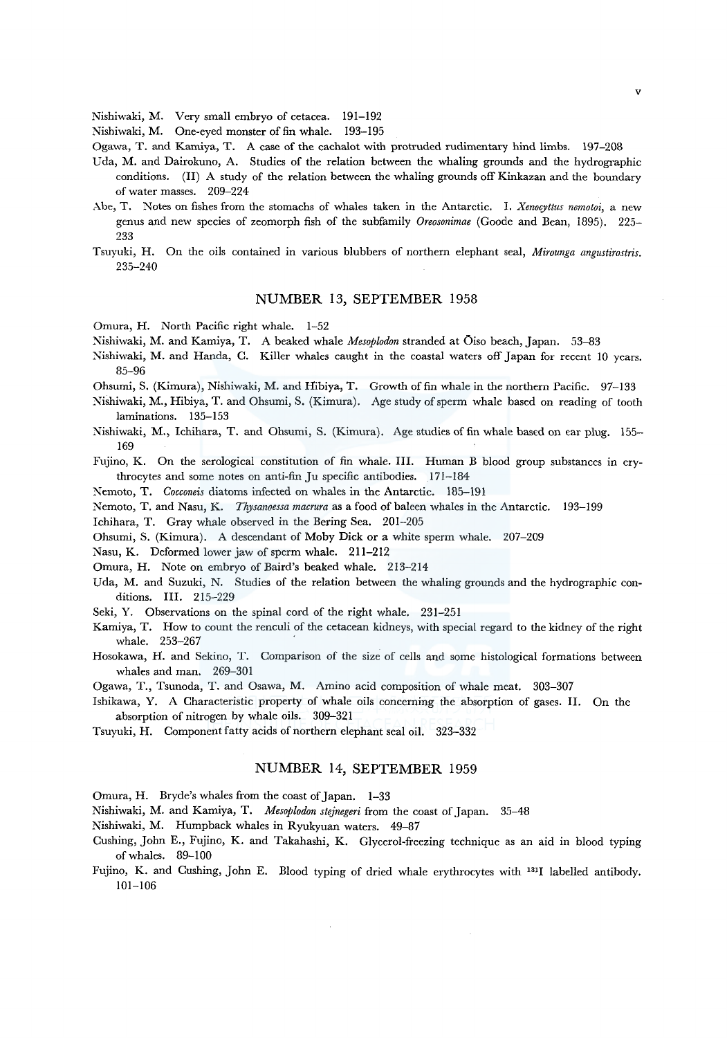Nishiwaki, M. Very small embryo of cetacea. 191–192

Nishiwaki, M. One-eyed monster of fin whale. 193–195

Ogawa, T. and Kamiya, T. A case of the cachalot with protruded rudimentary hind limbs. 197–208

Uda, M. and Dairokuno, A. Studies of the relation between the whaling grounds and the hydrographic conditions. (II) A study of the relation between the whaling grounds off Kinkazan and the boundary of water masses. 209–224

Abe, T. Notes on fishes from the stomachs of whales taken in the Antarctic. I. *Xenocyttus nemotoi*, a new genus and new species of zeomorph fish of the subfamily *Oreosonimae* (Goode and Bean, 1895). 225–233

Tsuyuki, H. On the oils contained in various blubbers of northern elephant seal, *Mirounga angustirostris*. 235–240

## NUMBER 13, SEPTEMBER 1958

Omura, H. North Pacific right whale. 1–52

Nishiwaki, M. and Kamiya, T. A beaked whale *Mesoplodon* stranded at Ōiso beach, Japan. 53–83

Nishiwaki, M. and Handa, C. Killer whales caught in the coastal waters off Japan for recent 10 years. 85–96

Ohsumi, S. (Kimura), Nishiwaki, M. and Hibiya, T. Growth of fin whale in the northern Pacific. 97–133

Nishiwaki, M., Hibiya, T. and Ohsumi, S. (Kimura). Age study of sperm whale based on reading of tooth laminations. 135–153

Nishiwaki, M., Ichihara, T. and Ohsumi, S. (Kimura). Age studies of fin whale based on ear plug. 155–169

Fujino, K. On the serological constitution of fin whale. III. Human B blood group substances in erythrocytes and some notes on anti-fin Ju specific antibodies. 171–184

Nemoto, T. *Cocconeis* diatoms infected on whales in the Antarctic. 185–191

Nemoto, T. and Nasu, K. *Thysanoessa macrura* as a food of baleen whales in the Antarctic. 193–199

Ichihara, T. Gray whale observed in the Bering Sea. 201–205

Ohsumi, S. (Kimura). A descendant of Moby Dick or a white sperm whale. 207–209

Nasu, K. Deformed lower jaw of sperm whale. 211–212

Omura, H. Note on embryo of Baird's beaked whale. 213–214

Uda, M. and Suzuki, N. Studies of the relation between the whaling grounds and the hydrographic conditions. III. 215–229

Seki, Y. Observations on the spinal cord of the right whale. 231–251

Kamiya, T. How to count the renculi of the cetacean kidneys, with special regard to the kidney of the right whale. 253–267

Hosokawa, H. and Sekino, T. Comparison of the size of cells and some histological formations between whales and man. 269–301

Ogawa, T., Tsunoda, T. and Osawa, M. Amino acid composition of whale meat. 303–307

Ishikawa, Y. A Characteristic property of whale oils concerning the absorption of gases. II. On the absorption of nitrogen by whale oils. 309–321

Tsuyuki, H. Component fatty acids of northern elephant seal oil. 323–332

## NUMBER 14, SEPTEMBER 1959

Omura, H. Bryde's whales from the coast of Japan. 1–33

Nishiwaki, M. and Kamiya, T. *Mesoplodon stejnegeri* from the coast of Japan. 35–48

Nishiwaki, M. Humpback whales in Ryukyuan waters. 49–87

Cushing, John E., Fujino, K. and Takahashi, K. Glycerol-freezing technique as an aid in blood typing of whales. 89–100

Fujino, K. and Cushing, John E. Blood typing of dried whale erythrocytes with $^{131}$I labelled antibody. 101–106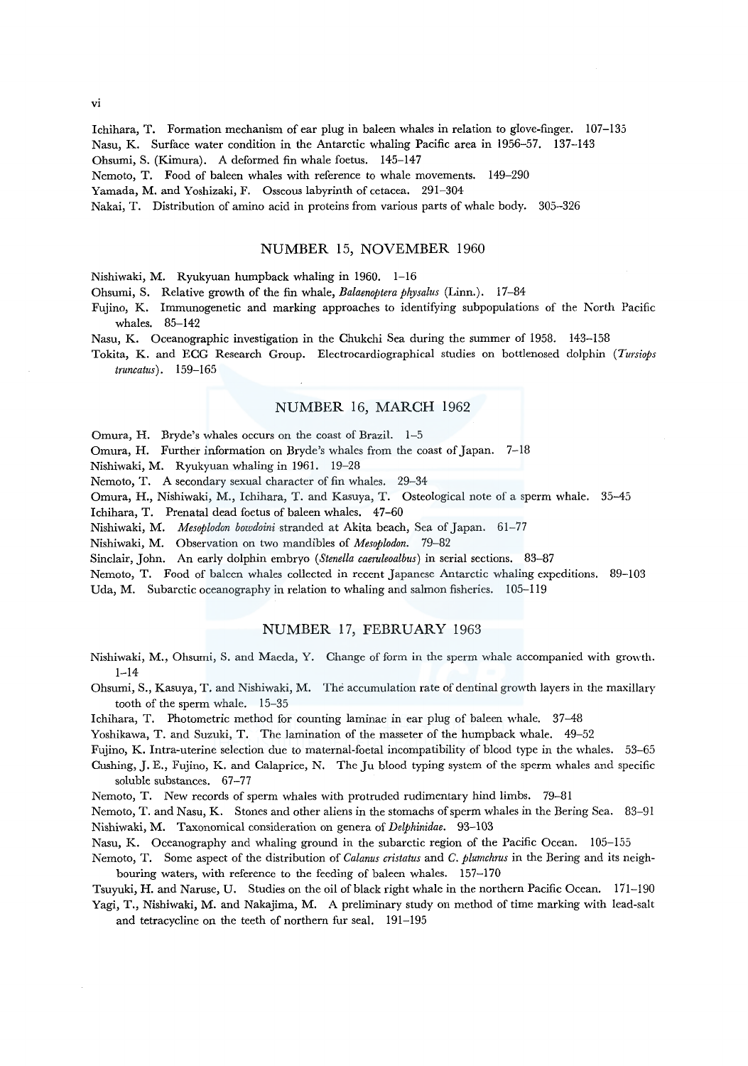Ichihara, T. Formation mechanism of ear plug in baleen whales in relation to glove-finger. 107–135

Nasu, K. Surface water condition in the Antarctic whaling Pacific area in 1956–57. 137–143

Ohsumi, S. (Kimura). A deformed fin whale foetus. 145–147

Nemoto, T. Food of baleen whales with reference to whale movements. 149–290

Yamada, M. and Yoshizaki, F. Osseous labyrinth of cetacea. 291–304

Nakai, T. Distribution of amino acid in proteins from various parts of whale body. 305–326

## NUMBER 15, NOVEMBER 1960

Nishiwaki, M. Ryukyuan humpback whaling in 1960. 1–16

Ohsumi, S. Relative growth of the fin whale, *Balaenoptera physalus* (Linn.). 17–84

Fujino, K. Immunogenetic and marking approaches to identifying subpopulations of the North Pacific whales. 85–142

Nasu, K. Oceanographic investigation in the Chukchi Sea during the summer of 1958. 143–158

Tokita, K. and ECG Research Group. Electrocardiographical studies on bottlenosed dolphin (*Tursiops truncatus*). 159–165

## NUMBER 16, MARCH 1962

Omura, H. Bryde's whales occurs on the coast of Brazil. 1–5

Omura, H. Further information on Bryde's whales from the coast of Japan. 7–18

Nishiwaki, M. Ryukyuan whaling in 1961. 19–28

Nemoto, T. A secondary sexual character of fin whales. 29–34

Omura, H., Nishiwaki, M., Ichihara, T. and Kasuya, T. Osteological note of a sperm whale. 35–45

Ichihara, T. Prenatal dead foetus of baleen whales. 47–60

Nishiwaki, M. *Mesoplodon bowdoini* stranded at Akita beach, Sea of Japan. 61–77

Nishiwaki, M. Observation on two mandibles of *Mesoplodon*. 79–82

Sinclair, John. An early dolphin embryo (*Stenella caeruleoalbus*) in serial sections. 83–87

Nemoto, T. Food of baleen whales collected in recent Japanese Antarctic whaling expeditions. 89–103

Uda, M. Subarctic oceanography in relation to whaling and salmon fisheries. 105–119

## NUMBER 17, FEBRUARY 1963

Nishiwaki, M., Ohsumi, S. and Maeda, Y. Change of form in the sperm whale accompanied with growth. 1–14

Ohsumi, S., Kasuya, T. and Nishiwaki, M. The accumulation rate of dentinal growth layers in the maxillary tooth of the sperm whale. 15–35

Ichihara, T. Photometric method for counting laminae in ear plug of baleen whale. 37–48

Yoshikawa, T. and Suzuki, T. The lamination of the masseter of the humpback whale. 49–52

Fujino, K. Intra-uterine selection due to maternal-foetal incompatibility of blood type in the whales. 53–65

Cushing, J. E., Fujino, K. and Calaprice, N. The Ju blood typing system of the sperm whales and specific soluble substances. 67–77

Nemoto, T. New records of sperm whales with protruded rudimentary hind limbs. 79–81

Nemoto, T. and Nasu, K. Stones and other aliens in the stomachs of sperm whales in the Bering Sea. 83–91

Nishiwaki, M. Taxonomical consideration on genera of *Delphinidae*. 93–103

Nasu, K. Oceanography and whaling ground in the subarctic region of the Pacific Ocean. 105–155

Nemoto, T. Some aspect of the distribution of *Calanus cristatus* and *C. plumchrus* in the Bering and its neighbouring waters, with reference to the feeding of baleen whales. 157–170

Tsuyuki, H. and Naruse, U. Studies on the oil of black right whale in the northern Pacific Ocean. 171–190

Yagi, T., Nishiwaki, M. and Nakajima, M. A preliminary study on method of time marking with lead-salt and tetracycline on the teeth of northern fur seal. 191–195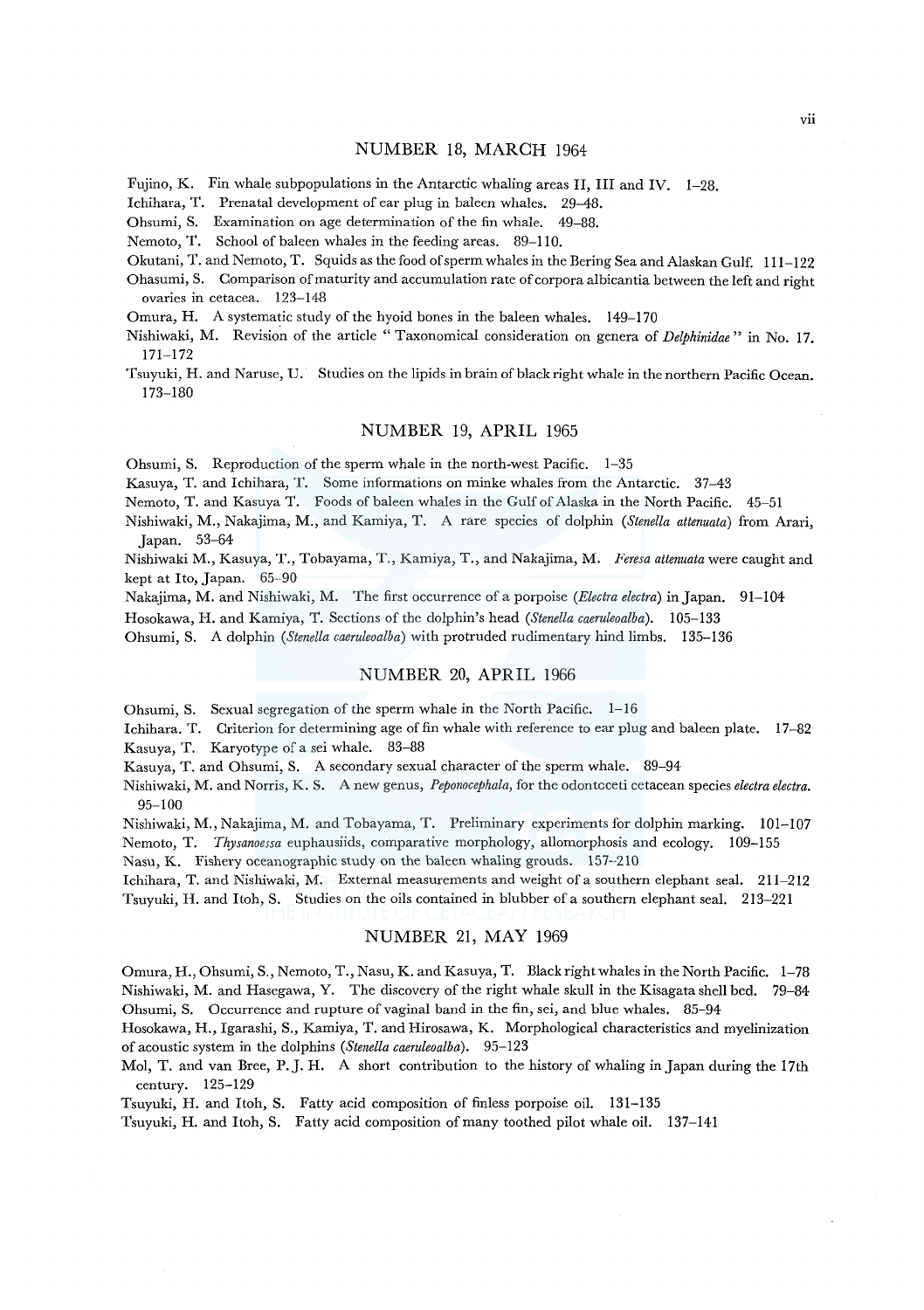## NUMBER 18, MARCH 1964

Fujino, K. Fin whale subpopulations in the Antarctic whaling areas II, III and IV. 1–28.

Ichihara, T. Prenatal development of ear plug in baleen whales. 29–48.

Ohsumi, S. Examination on age determination of the fin whale. 49–88.

Nemoto, T. School of baleen whales in the feeding areas. 89–110.

Okutani, T. and Nemoto, T. Squids as the food of sperm whales in the Bering Sea and Alaskan Gulf. 111–122

Ohasumi, S. Comparison of maturity and accumulation rate of corpora albicantia between the left and right ovaries in cetacea. 123–148

Omura, H. A systematic study of the hyoid bones in the baleen whales. 149–170

Nishiwaki, M. Revision of the article " Taxonomical consideration on genera of *Delphinidae* " in No. 17. 171–172

Tsuyuki, H. and Naruse, U. Studies on the lipids in brain of black right whale in the northern Pacific Ocean. 173–180

## NUMBER 19, APRIL 1965

Ohsumi, S. Reproduction of the sperm whale in the north-west Pacific. 1–35

Kasuya, T. and Ichihara, T. Some informations on minke whales from the Antarctic. 37–43

Nemoto, T. and Kasuya T. Foods of baleen whales in the Gulf of Alaska in the North Pacific. 45–51

Nishiwaki, M., Nakajima, M., and Kamiya, T. A rare species of dolphin (*Stenella attenuata*) from Arari, Japan. 53–64

Nishiwaki M., Kasuya, T., Tobayama, T., Kamiya, T., and Nakajima, M. *Feresa attenuata* were caught and kept at Ito, Japan. 65–90

Nakajima, M. and Nishiwaki, M. The first occurrence of a porpoise (*Electra electra*) in Japan. 91–104

Hosokawa, H. and Kamiya, T. Sections of the dolphin's head (*Stenella caeruleoalba*). 105–133

Ohsumi, S. A dolphin (*Stenella caeruleoalba*) with protruded rudimentary hind limbs. 135–136

## NUMBER 20, APRIL 1966

Ohsumi, S. Sexual segregation of the sperm whale in the North Pacific. 1–16

Ichihara. T. Criterion for determining age of fin whale with reference to ear plug and baleen plate. 17–82

Kasuya, T. Karyotype of a sei whale. 83–88

Kasuya, T. and Ohsumi, S. A secondary sexual character of the sperm whale. 89–94

Nishiwaki, M. and Norris, K. S. A new genus, *Peponocephala*, for the odontoceti cetacean species *electra electra*. 95–100

Nishiwaki, M., Nakajima, M. and Tobayama, T. Preliminary experiments for dolphin marking. 101–107

Nemoto, T. *Thysanoessa* euphausiids, comparative morphology, allomorphosis and ecology. 109–155

Nasu, K. Fishery oceanographic study on the baleen whaling grouds. 157–210

Ichihara, T. and Nishiwaki, M. External measurements and weight of a southern elephant seal. 211–212

Tsuyuki, H. and Itoh, S. Studies on the oils contained in blubber of a southern elephant seal. 213–221

## NUMBER 21, MAY 1969

Omura, H., Ohsumi, S., Nemoto, T., Nasu, K. and Kasuya, T. Black right whales in the North Pacific. 1–78

Nishiwaki, M. and Hasegawa, Y. The discovery of the right whale skull in the Kisagata shell bed. 79–84

Ohsumi, S. Occurrence and rupture of vaginal band in the fin, sei, and blue whales. 85–94

Hosokawa, H., Igarashi, S., Kamiya, T. and Hirosawa, K. Morphological characteristics and myelinization of acoustic system in the dolphins (*Stenella caeruleoalba*). 95–123

Mol, T. and van Bree, P. J. H. A short contribution to the history of whaling in Japan during the 17th century. 125–129

Tsuyuki, H. and Itoh, S. Fatty acid composition of finless porpoise oil. 131–135

Tsuyuki, H. and Itoh, S. Fatty acid composition of many toothed pilot whale oil. 137–141